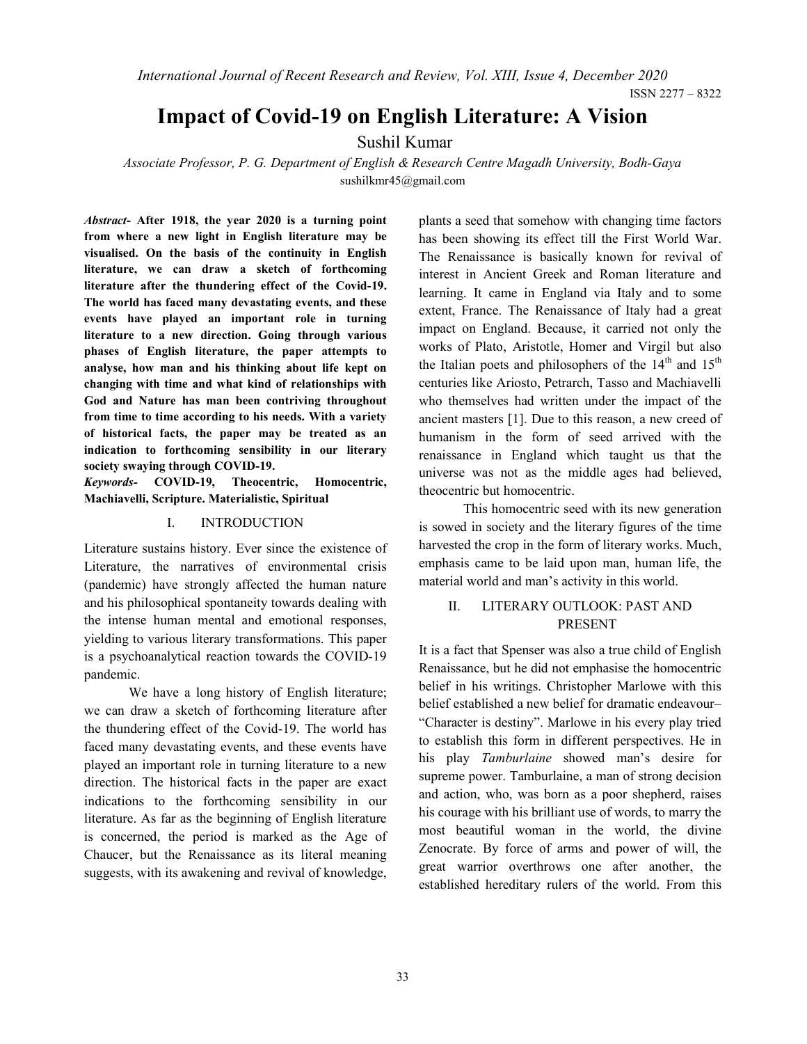# Impact of Covid-19 on English Literature: A Vision

Sushil Kumar

*Associate Professor, P. G. Department of English & Research Centre Magadh University, Bodh-Gaya*

sushilkmr45@gmail.com

***Abstract*- After 1918, the year 2020 is a turning point from where a new light in English literature may be visualised. On the basis of the continuity in English literature, we can draw a sketch of forthcoming literature after the thundering effect of the Covid-19. The world has faced many devastating events, and these events have played an important role in turning literature to a new direction. Going through various phases of English literature, the paper attempts to analyse, how man and his thinking about life kept on changing with time and what kind of relationships with God and Nature has man been contriving throughout from time to time according to his needs. With a variety of historical facts, the paper may be treated as an indication to forthcoming sensibility in our literary society swaying through COVID-19.**

***Keywords*- COVID-19, Theocentric, Homocentric, Machiavelli, Scripture. Materialistic, Spiritual**

## I. INTRODUCTION

Literature sustains history. Ever since the existence of Literature, the narratives of environmental crisis (pandemic) have strongly affected the human nature and his philosophical spontaneity towards dealing with the intense human mental and emotional responses, yielding to various literary transformations. This paper is a psychoanalytical reaction towards the COVID-19 pandemic.

We have a long history of English literature; we can draw a sketch of forthcoming literature after the thundering effect of the Covid-19. The world has faced many devastating events, and these events have played an important role in turning literature to a new direction. The historical facts in the paper are exact indications to the forthcoming sensibility in our literature. As far as the beginning of English literature is concerned, the period is marked as the Age of Chaucer, but the Renaissance as its literal meaning suggests, with its awakening and revival of knowledge, plants a seed that somehow with changing time factors has been showing its effect till the First World War. The Renaissance is basically known for revival of interest in Ancient Greek and Roman literature and learning. It came in England via Italy and to some extent, France. The Renaissance of Italy had a great impact on England. Because, it carried not only the works of Plato, Aristotle, Homer and Virgil but also the Italian poets and philosophers of the 14th and 15th centuries like Ariosto, Petrarch, Tasso and Machiavelli who themselves had written under the impact of the ancient masters [1]. Due to this reason, a new creed of humanism in the form of seed arrived with the renaissance in England which taught us that the universe was not as the middle ages had believed, theocentric but homocentric.

This homocentric seed with its new generation is sowed in society and the literary figures of the time harvested the crop in the form of literary works. Much, emphasis came to be laid upon man, human life, the material world and man's activity in this world.

## II. LITERARY OUTLOOK: PAST AND PRESENT

It is a fact that Spenser was also a true child of English Renaissance, but he did not emphasise the homocentric belief in his writings. Christopher Marlowe with this belief established a new belief for dramatic endeavour– "Character is destiny". Marlowe in his every play tried to establish this form in different perspectives. He in his play *Tamburlaine* showed man's desire for supreme power. Tamburlaine, a man of strong decision and action, who, was born as a poor shepherd, raises his courage with his brilliant use of words, to marry the most beautiful woman in the world, the divine Zenocrate. By force of arms and power of will, the great warrior overthrows one after another, the established hereditary rulers of the world. From this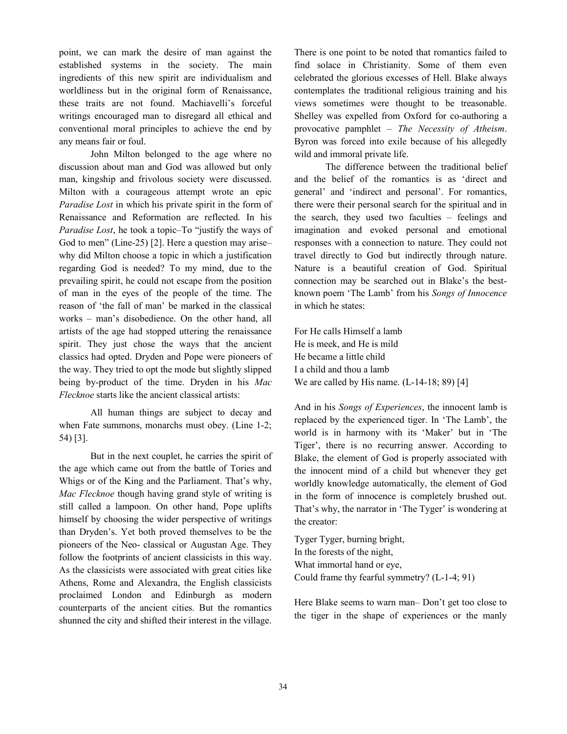point, we can mark the desire of man against the established systems in the society. The main ingredients of this new spirit are individualism and worldliness but in the original form of Renaissance, these traits are not found. Machiavelli's forceful writings encouraged man to disregard all ethical and conventional moral principles to achieve the end by any means fair or foul.

John Milton belonged to the age where no discussion about man and God was allowed but only man, kingship and frivolous society were discussed. Milton with a courageous attempt wrote an epic *Paradise Lost* in which his private spirit in the form of Renaissance and Reformation are reflected. In his *Paradise Lost*, he took a topic–To "justify the ways of God to men" (Line-25) [2]. Here a question may arise–why did Milton choose a topic in which a justification regarding God is needed? To my mind, due to the prevailing spirit, he could not escape from the position of man in the eyes of the people of the time. The reason of 'the fall of man' be marked in the classical works – man's disobedience. On the other hand, all artists of the age had stopped uttering the renaissance spirit. They just chose the ways that the ancient classics had opted. Dryden and Pope were pioneers of the way. They tried to opt the mode but slightly slipped being by-product of the time. Dryden in his *Mac Flecknoe* starts like the ancient classical artists:

> All human things are subject to decay and when Fate summons, monarchs must obey. (Line 1-2; 54) [3].

But in the next couplet, he carries the spirit of the age which came out from the battle of Tories and Whigs or of the King and the Parliament. That's why, *Mac Flecknoe* though having grand style of writing is still called a lampoon. On other hand, Pope uplifts himself by choosing the wider perspective of writings than Dryden's. Yet both proved themselves to be the pioneers of the Neo- classical or Augustan Age. They follow the footprints of ancient classicists in this way. As the classicists were associated with great cities like Athens, Rome and Alexandra, the English classicists proclaimed London and Edinburgh as modern counterparts of the ancient cities. But the romantics shunned the city and shifted their interest in the village. There is one point to be noted that romantics failed to find solace in Christianity. Some of them even celebrated the glorious excesses of Hell. Blake always contemplates the traditional religious training and his views sometimes were thought to be treasonable. Shelley was expelled from Oxford for co-authoring a provocative pamphlet – *The Necessity of Atheism*. Byron was forced into exile because of his allegedly wild and immoral private life.

The difference between the traditional belief and the belief of the romantics is as 'direct and general' and 'indirect and personal'. For romantics, there were their personal search for the spiritual and in the search, they used two faculties – feelings and imagination and evoked personal and emotional responses with a connection to nature. They could not travel directly to God but indirectly through nature. Nature is a beautiful creation of God. Spiritual connection may be searched out in Blake's the best-known poem 'The Lamb' from his *Songs of Innocence* in which he states:

> For He calls Himself a lamb
> He is meek, and He is mild
> He became a little child
> I a child and thou a lamb
> We are called by His name. (L-14-18; 89) [4]

And in his *Songs of Experiences*, the innocent lamb is replaced by the experienced tiger. In 'The Lamb', the world is in harmony with its 'Maker' but in 'The Tiger', there is no recurring answer. According to Blake, the element of God is properly associated with the innocent mind of a child but whenever they get worldly knowledge automatically, the element of God in the form of innocence is completely brushed out. That's why, the narrator in 'The Tyger' is wondering at the creator:

> Tyger Tyger, burning bright,
> In the forests of the night,
> What immortal hand or eye,
> Could frame thy fearful symmetry? (L-1-4; 91)

Here Blake seems to warn man– Don't get too close to the tiger in the shape of experiences or the manly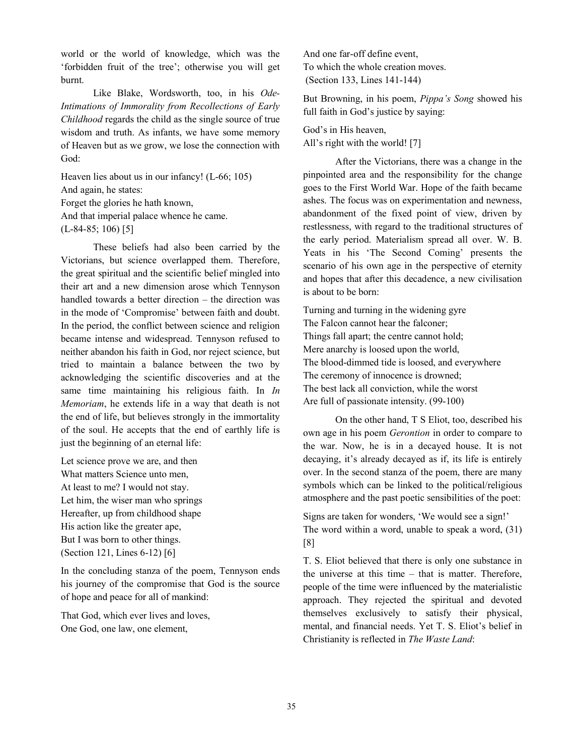world or the world of knowledge, which was the 'forbidden fruit of the tree'; otherwise you will get burnt.

Like Blake, Wordsworth, too, in his *Ode-Intimations of Immorality from Recollections of Early Childhood* regards the child as the single source of true wisdom and truth. As infants, we have some memory of Heaven but as we grow, we lose the connection with God:

Heaven lies about us in our infancy! (L-66; 105)
And again, he states:
Forget the glories he hath known,
And that imperial palace whence he came.
(L-84-85; 106) [5]

These beliefs had also been carried by the Victorians, but science overlapped them. Therefore, the great spiritual and the scientific belief mingled into their art and a new dimension arose which Tennyson handled towards a better direction – the direction was in the mode of 'Compromise' between faith and doubt. In the period, the conflict between science and religion became intense and widespread. Tennyson refused to neither abandon his faith in God, nor reject science, but tried to maintain a balance between the two by acknowledging the scientific discoveries and at the same time maintaining his religious faith. In *In Memoriam*, he extends life in a way that death is not the end of life, but believes strongly in the immortality of the soul. He accepts that the end of earthly life is just the beginning of an eternal life:

Let science prove we are, and then
What matters Science unto men,
At least to me? I would not stay.
Let him, the wiser man who springs
Hereafter, up from childhood shape
His action like the greater ape,
But I was born to other things.
(Section 121, Lines 6-12) [6]

In the concluding stanza of the poem, Tennyson ends his journey of the compromise that God is the source of hope and peace for all of mankind:

That God, which ever lives and loves,
One God, one law, one element,
And one far-off define event,
To which the whole creation moves.
(Section 133, Lines 141-144)

But Browning, in his poem, *Pippa's Song* showed his full faith in God's justice by saying:

God's in His heaven,
All's right with the world! [7]

After the Victorians, there was a change in the pinpointed area and the responsibility for the change goes to the First World War. Hope of the faith became ashes. The focus was on experimentation and newness, abandonment of the fixed point of view, driven by restlessness, with regard to the traditional structures of the early period. Materialism spread all over. W. B. Yeats in his 'The Second Coming' presents the scenario of his own age in the perspective of eternity and hopes that after this decadence, a new civilisation is about to be born:

Turning and turning in the widening gyre
The Falcon cannot hear the falconer;
Things fall apart; the centre cannot hold;
Mere anarchy is loosed upon the world,
The blood-dimmed tide is loosed, and everywhere
The ceremony of innocence is drowned;
The best lack all conviction, while the worst
Are full of passionate intensity. (99-100)

On the other hand, T S Eliot, too, described his own age in his poem *Gerontion* in order to compare to the war. Now, he is in a decayed house. It is not decaying, it's already decayed as if, its life is entirely over. In the second stanza of the poem, there are many symbols which can be linked to the political/religious atmosphere and the past poetic sensibilities of the poet:

Signs are taken for wonders, 'We would see a sign!'
The word within a word, unable to speak a word, (31) [8]

T. S. Eliot believed that there is only one substance in the universe at this time – that is matter. Therefore, people of the time were influenced by the materialistic approach. They rejected the spiritual and devoted themselves exclusively to satisfy their physical, mental, and financial needs. Yet T. S. Eliot's belief in Christianity is reflected in *The Waste Land*: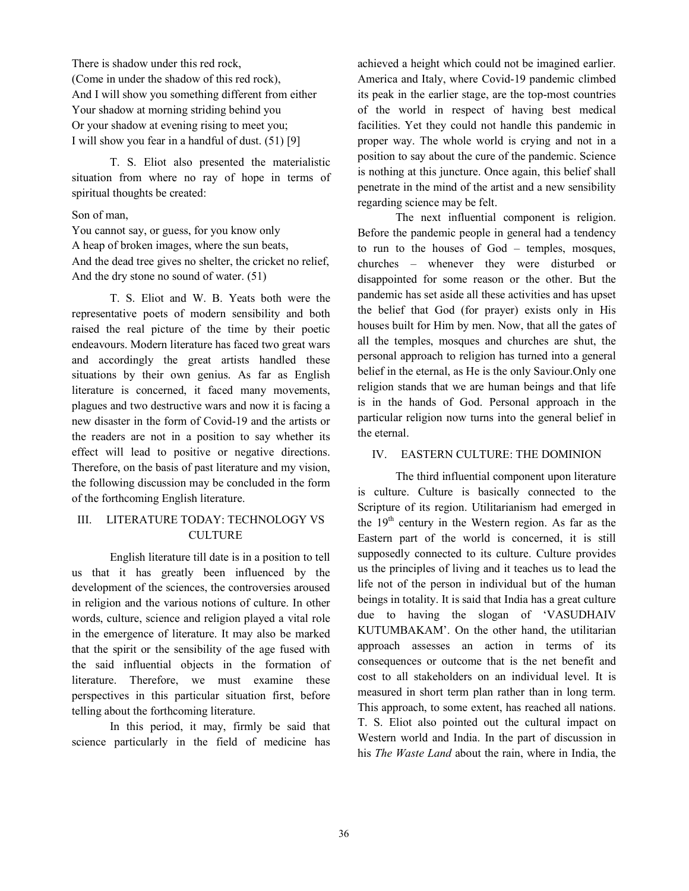There is shadow under this red rock,
(Come in under the shadow of this red rock),
And I will show you something different from either
Your shadow at morning striding behind you
Or your shadow at evening rising to meet you;
I will show you fear in a handful of dust. (51) [9]

T. S. Eliot also presented the materialistic situation from where no ray of hope in terms of spiritual thoughts be created:

Son of man,
You cannot say, or guess, for you know only
A heap of broken images, where the sun beats,
And the dead tree gives no shelter, the cricket no relief,
And the dry stone no sound of water. (51)

T. S. Eliot and W. B. Yeats both were the representative poets of modern sensibility and both raised the real picture of the time by their poetic endeavours. Modern literature has faced two great wars and accordingly the great artists handled these situations by their own genius. As far as English literature is concerned, it faced many movements, plagues and two destructive wars and now it is facing a new disaster in the form of Covid-19 and the artists or the readers are not in a position to say whether its effect will lead to positive or negative directions. Therefore, on the basis of past literature and my vision, the following discussion may be concluded in the form of the forthcoming English literature.

## III. LITERATURE TODAY: TECHNOLOGY VS CULTURE

English literature till date is in a position to tell us that it has greatly been influenced by the development of the sciences, the controversies aroused in religion and the various notions of culture. In other words, culture, science and religion played a vital role in the emergence of literature. It may also be marked that the spirit or the sensibility of the age fused with the said influential objects in the formation of literature. Therefore, we must examine these perspectives in this particular situation first, before telling about the forthcoming literature.

In this period, it may, firmly be said that science particularly in the field of medicine has achieved a height which could not be imagined earlier. America and Italy, where Covid-19 pandemic climbed its peak in the earlier stage, are the top-most countries of the world in respect of having best medical facilities. Yet they could not handle this pandemic in proper way. The whole world is crying and not in a position to say about the cure of the pandemic. Science is nothing at this juncture. Once again, this belief shall penetrate in the mind of the artist and a new sensibility regarding science may be felt.

The next influential component is religion. Before the pandemic people in general had a tendency to run to the houses of God – temples, mosques, churches – whenever they were disturbed or disappointed for some reason or the other. But the pandemic has set aside all these activities and has upset the belief that God (for prayer) exists only in His houses built for Him by men. Now, that all the gates of all the temples, mosques and churches are shut, the personal approach to religion has turned into a general belief in the eternal, as He is the only Saviour.Only one religion stands that we are human beings and that life is in the hands of God. Personal approach in the particular religion now turns into the general belief in the eternal.

## IV. EASTERN CULTURE: THE DOMINION

The third influential component upon literature is culture. Culture is basically connected to the Scripture of its region. Utilitarianism had emerged in the 19th century in the Western region. As far as the Eastern part of the world is concerned, it is still supposedly connected to its culture. Culture provides us the principles of living and it teaches us to lead the life not of the person in individual but of the human beings in totality. It is said that India has a great culture due to having the slogan of 'VASUDHAIV KUTUMBAKAM'. On the other hand, the utilitarian approach assesses an action in terms of its consequences or outcome that is the net benefit and cost to all stakeholders on an individual level. It is measured in short term plan rather than in long term. This approach, to some extent, has reached all nations. T. S. Eliot also pointed out the cultural impact on Western world and India. In the part of discussion in his *The Waste Land* about the rain, where in India, the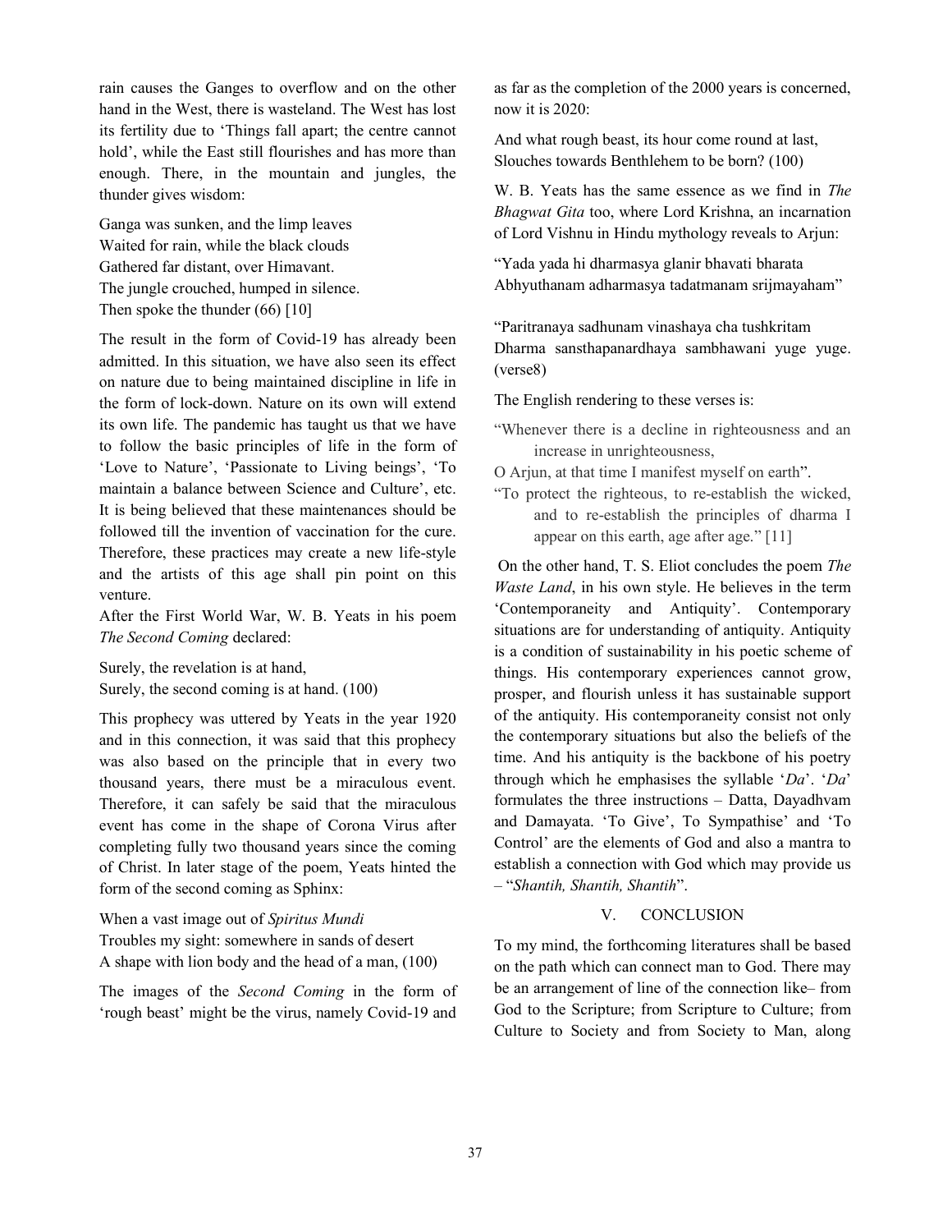rain causes the Ganges to overflow and on the other hand in the West, there is wasteland. The West has lost its fertility due to 'Things fall apart; the centre cannot hold', while the East still flourishes and has more than enough. There, in the mountain and jungles, the thunder gives wisdom:

Ganga was sunken, and the limp leaves  
Waited for rain, while the black clouds  
Gathered far distant, over Himavant.  
The jungle crouched, humped in silence.  
Then spoke the thunder (66) [10]

The result in the form of Covid-19 has already been admitted. In this situation, we have also seen its effect on nature due to being maintained discipline in life in the form of lock-down. Nature on its own will extend its own life. The pandemic has taught us that we have to follow the basic principles of life in the form of 'Love to Nature', 'Passionate to Living beings', 'To maintain a balance between Science and Culture', etc. It is being believed that these maintenances should be followed till the invention of vaccination for the cure. Therefore, these practices may create a new life-style and the artists of this age shall pin point on this venture.

After the First World War, W. B. Yeats in his poem *The Second Coming* declared:

Surely, the revelation is at hand,  
Surely, the second coming is at hand. (100)

This prophecy was uttered by Yeats in the year 1920 and in this connection, it was said that this prophecy was also based on the principle that in every two thousand years, there must be a miraculous event. Therefore, it can safely be said that the miraculous event has come in the shape of Corona Virus after completing fully two thousand years since the coming of Christ. In later stage of the poem, Yeats hinted the form of the second coming as Sphinx:

When a vast image out of *Spiritus Mundi*  
Troubles my sight: somewhere in sands of desert  
A shape with lion body and the head of a man, (100)

The images of the *Second Coming* in the form of 'rough beast' might be the virus, namely Covid-19 and as far as the completion of the 2000 years is concerned, now it is 2020:

And what rough beast, its hour come round at last,  
Slouches towards Benthlehem to be born? (100)

W. B. Yeats has the same essence as we find in *The Bhagwat Gita* too, where Lord Krishna, an incarnation of Lord Vishnu in Hindu mythology reveals to Arjun:

"Yada yada hi dharmasya glanir bhavati bharata  
Abhyuthanam adharmasya tadatmanam srijmayaham"

"Paritranaya sadhunam vinashaya cha tushkritam  
Dharma sansthapanardhaya sambhawani yuge yuge. (verse8)

The English rendering to these verses is:

"Whenever there is a decline in righteousness and an increase in unrighteousness,  
O Arjun, at that time I manifest myself on earth".  
"To protect the righteous, to re-establish the wicked, and to re-establish the principles of dharma I appear on this earth, age after age." [11]

On the other hand, T. S. Eliot concludes the poem *The Waste Land*, in his own style. He believes in the term 'Contemporaneity and Antiquity'. Contemporary situations are for understanding of antiquity. Antiquity is a condition of sustainability in his poetic scheme of things. His contemporary experiences cannot grow, prosper, and flourish unless it has sustainable support of the antiquity. His contemporaneity consist not only the contemporary situations but also the beliefs of the time. And his antiquity is the backbone of his poetry through which he emphasises the syllable '*Da*'. '*Da*' formulates the three instructions – Datta, Dayadhvam and Damayata. 'To Give', To Sympathise' and 'To Control' are the elements of God and also a mantra to establish a connection with God which may provide us – "*Shantih, Shantih, Shantih*".

## V. CONCLUSION

To my mind, the forthcoming literatures shall be based on the path which can connect man to God. There may be an arrangement of line of the connection like– from God to the Scripture; from Scripture to Culture; from Culture to Society and from Society to Man, along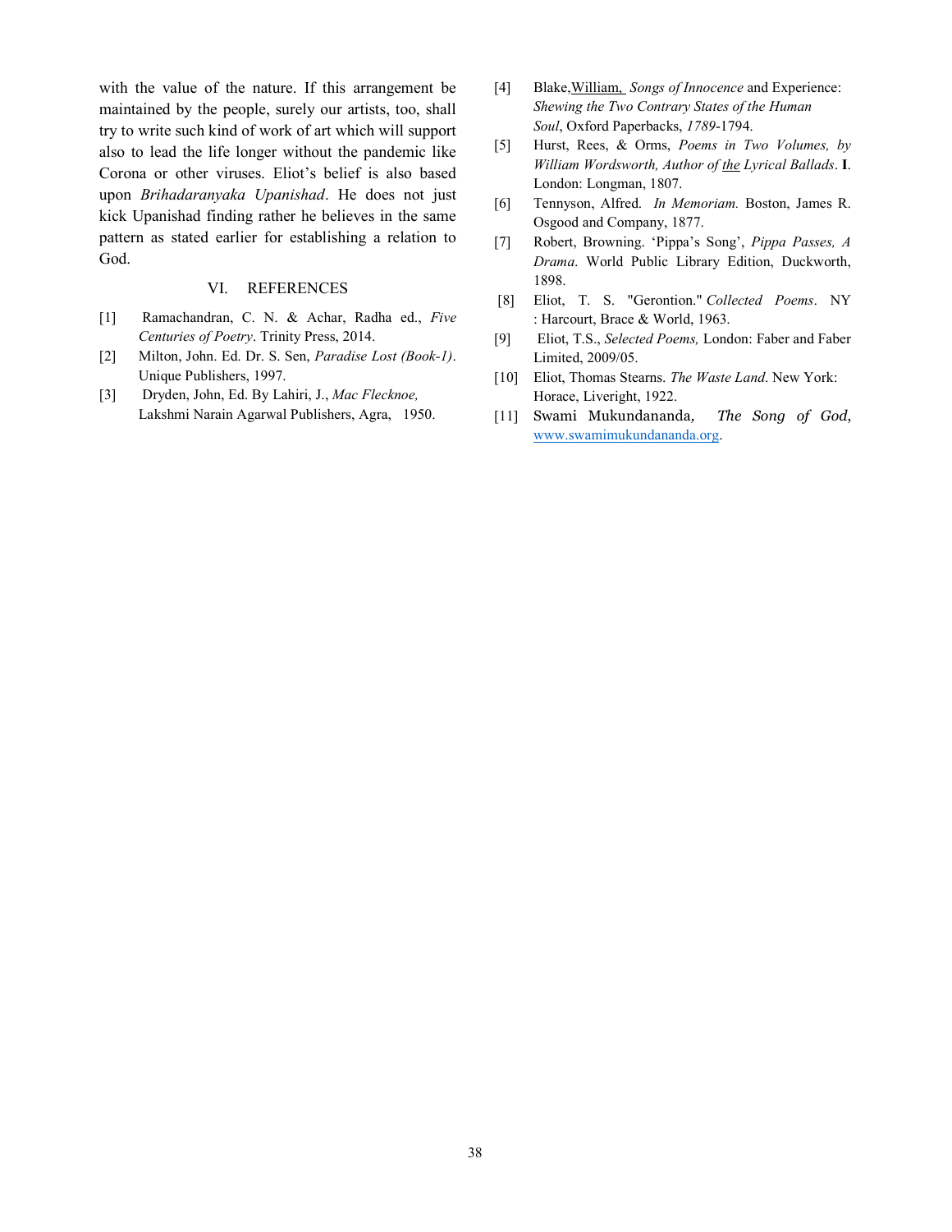with the value of the nature. If this arrangement be maintained by the people, surely our artists, too, shall try to write such kind of work of art which will support also to lead the life longer without the pandemic like Corona or other viruses. Eliot's belief is also based upon *Brihadaranyaka Upanishad*. He does not just kick Upanishad finding rather he believes in the same pattern as stated earlier for establishing a relation to God.

## VI. REFERENCES

[1] Ramachandran, C. N. & Achar, Radha ed., *Five Centuries of Poetry*. Trinity Press, 2014.

[2] Milton, John. Ed. Dr. S. Sen, *Paradise Lost (Book-1)*. Unique Publishers, 1997.

[3] Dryden, John, Ed. By Lahiri, J., *Mac Flecknoe,* Lakshmi Narain Agarwal Publishers, Agra, 1950.

[4] Blake, William, *Songs of Innocence* and Experience: *Shewing the Two Contrary States of the Human Soul*, Oxford Paperbacks, *1789*-1794.

[5] Hurst, Rees, & Orms, *Poems in Two Volumes, by William Wordsworth, Author of the Lyrical Ballads*. **I**. London: Longman, 1807.

[6] Tennyson, Alfred. *In Memoriam.* Boston, James R. Osgood and Company, 1877.

[7] Robert, Browning. 'Pippa's Song', *Pippa Passes, A Drama*. World Public Library Edition, Duckworth, 1898.

[8] Eliot, T. S. "Gerontion." *Collected Poems*. NY : Harcourt, Brace & World, 1963.

[9] Eliot, T.S., *Selected Poems,* London: Faber and Faber Limited, 2009/05.

[10] Eliot, Thomas Stearns. *The Waste Land*. New York: Horace, Liveright, 1922.

[11] Swami Mukundananda, *The Song of God*, www.swamimukundananda.org.